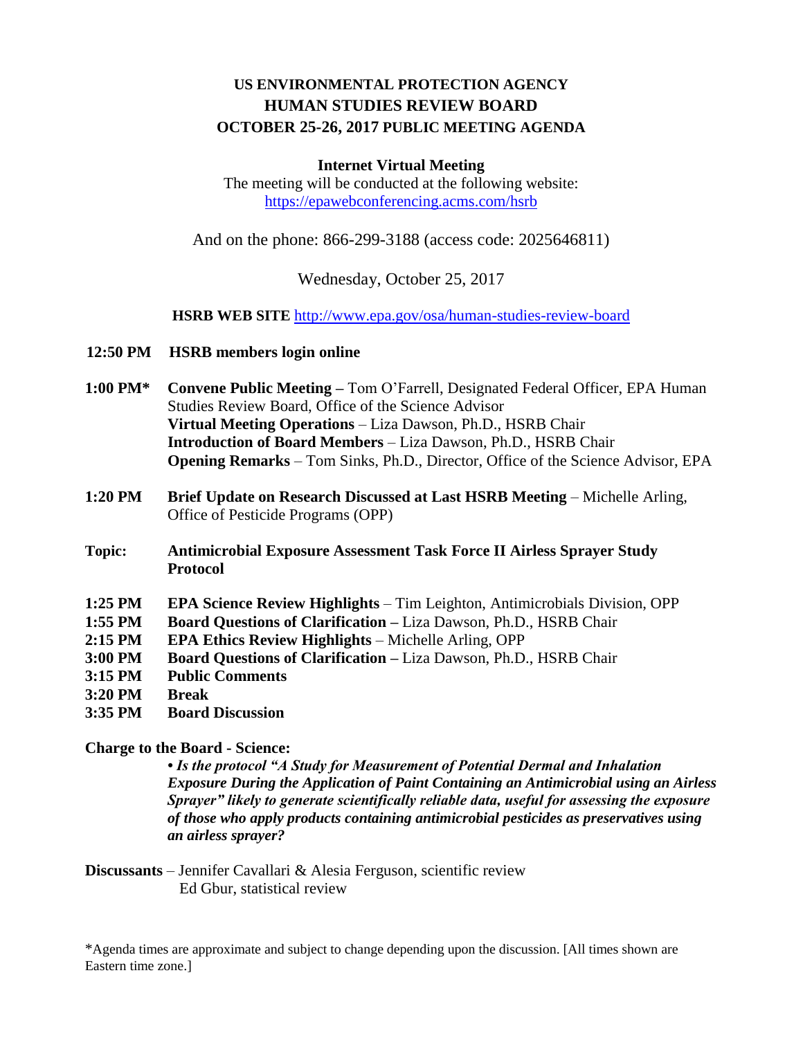# US ENVIRONMENTAL PROTECTION AGENCY
# HUMAN STUDIES REVIEW BOARD
# OCTOBER 25-26, 2017 PUBLIC MEETING AGENDA

**Internet Virtual Meeting**

The meeting will be conducted at the following website:
https://epawebconferencing.acms.com/hsrb

And on the phone: 866-299-3188 (access code: 2025646811)

Wednesday, October 25, 2017

**HSRB WEB SITE** http://www.epa.gov/osa/human-studies-review-board

**12:50 PM** **HSRB members login online**

**1:00 PM*** **Convene Public Meeting –** Tom O'Farrell, Designated Federal Officer, EPA Human Studies Review Board, Office of the Science Advisor
**Virtual Meeting Operations** – Liza Dawson, Ph.D., HSRB Chair
**Introduction of Board Members** – Liza Dawson, Ph.D., HSRB Chair
**Opening Remarks** – Tom Sinks, Ph.D., Director, Office of the Science Advisor, EPA

**1:20 PM** **Brief Update on Research Discussed at Last HSRB Meeting** – Michelle Arling, Office of Pesticide Programs (OPP)

**Topic:** **Antimicrobial Exposure Assessment Task Force II Airless Sprayer Study Protocol**

**1:25 PM** **EPA Science Review Highlights** – Tim Leighton, Antimicrobials Division, OPP
**1:55 PM** **Board Questions of Clarification –** Liza Dawson, Ph.D., HSRB Chair
**2:15 PM** **EPA Ethics Review Highlights** – Michelle Arling, OPP
**3:00 PM** **Board Questions of Clarification –** Liza Dawson, Ph.D., HSRB Chair
**3:15 PM** **Public Comments**
**3:20 PM** **Break**
**3:35 PM** **Board Discussion**

**Charge to the Board - Science:**

***• Is the protocol "A Study for Measurement of Potential Dermal and Inhalation Exposure During the Application of Paint Containing an Antimicrobial using an Airless Sprayer" likely to generate scientifically reliable data, useful for assessing the exposure of those who apply products containing antimicrobial pesticides as preservatives using an airless sprayer?***

**Discussants** – Jennifer Cavallari & Alesia Ferguson, scientific review
Ed Gbur, statistical review

*Agenda times are approximate and subject to change depending upon the discussion. [All times shown are Eastern time zone.]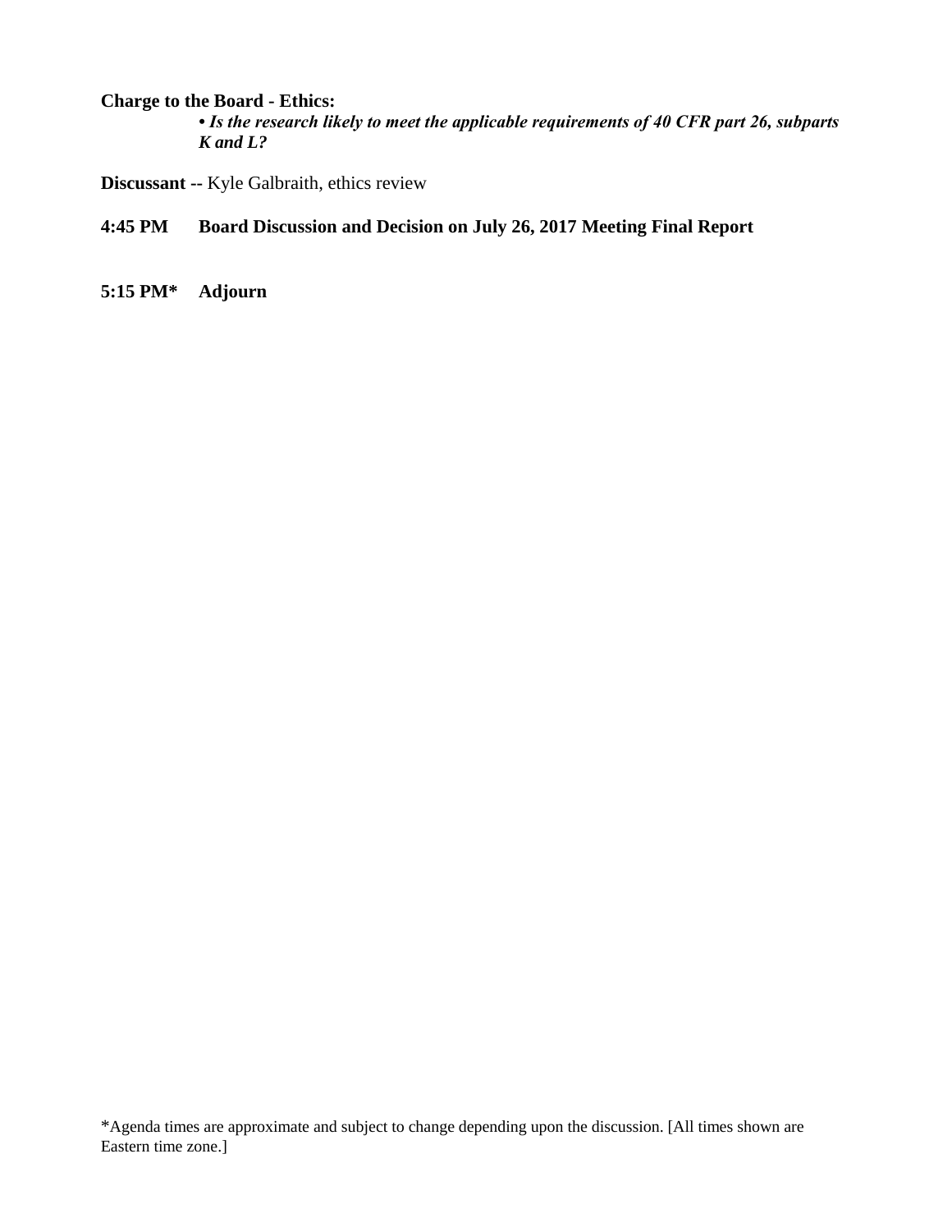**Charge to the Board - Ethics:**

- ***Is the research likely to meet the applicable requirements of 40 CFR part 26, subparts K and L?***

**Discussant --** Kyle Galbraith, ethics review

**4:45 PM Board Discussion and Decision on July 26, 2017 Meeting Final Report**

**5:15 PM* Adjourn**

*Agenda times are approximate and subject to change depending upon the discussion. [All times shown are Eastern time zone.]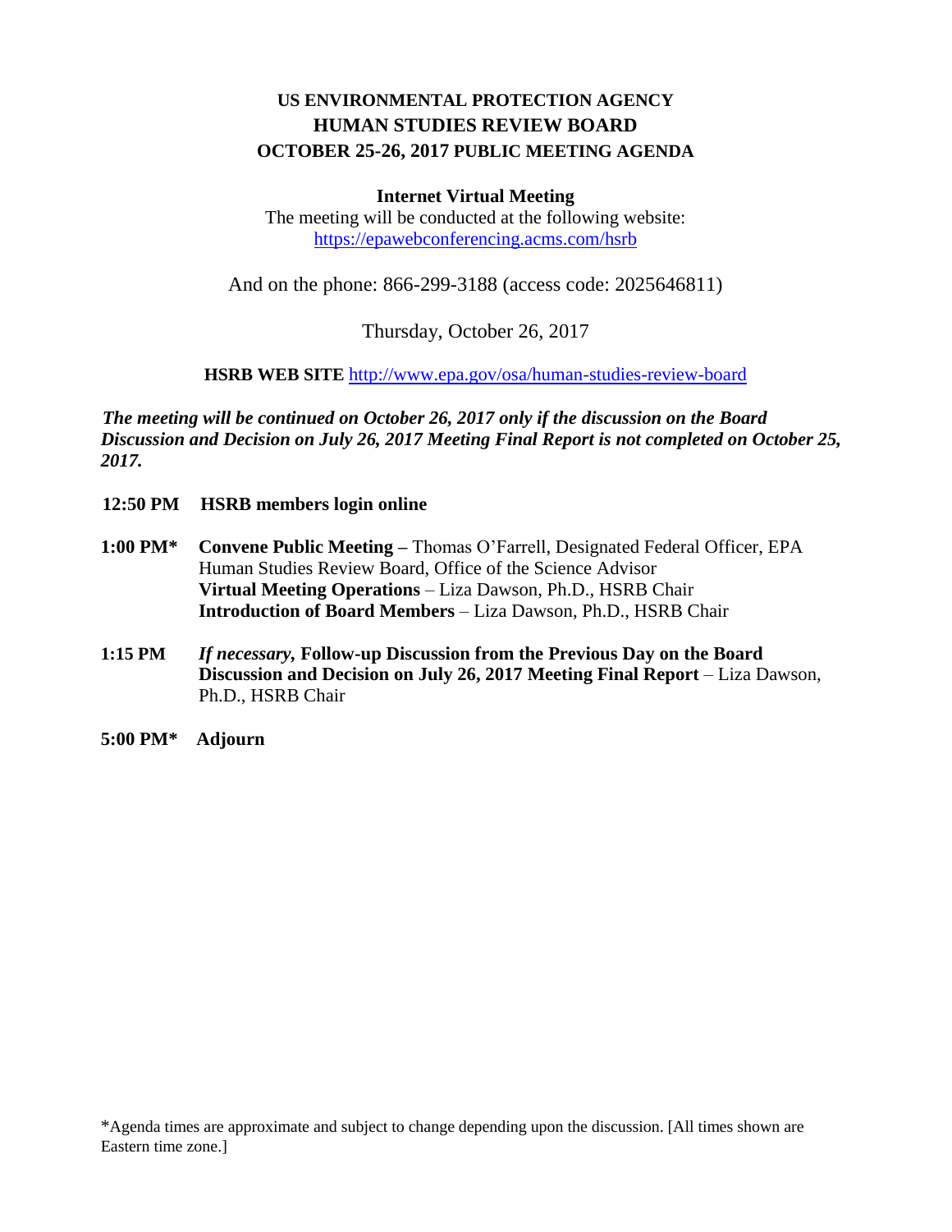# US ENVIRONMENTAL PROTECTION AGENCY
# HUMAN STUDIES REVIEW BOARD
# OCTOBER 25-26, 2017 PUBLIC MEETING AGENDA

**Internet Virtual Meeting**

The meeting will be conducted at the following website:
https://epawebconferencing.acms.com/hsrb

And on the phone: 866-299-3188 (access code: 2025646811)

Thursday, October 26, 2017

**HSRB WEB SITE** http://www.epa.gov/osa/human-studies-review-board

***The meeting will be continued on October 26, 2017 only if the discussion on the Board Discussion and Decision on July 26, 2017 Meeting Final Report is not completed on October 25, 2017.***

**12:50 PM HSRB members login online**

**1:00 PM*** **Convene Public Meeting –** Thomas O'Farrell, Designated Federal Officer, EPA Human Studies Review Board, Office of the Science Advisor
**Virtual Meeting Operations** – Liza Dawson, Ph.D., HSRB Chair
**Introduction of Board Members** – Liza Dawson, Ph.D., HSRB Chair

**1:15 PM** ***If necessary,*** **Follow-up Discussion from the Previous Day on the Board Discussion and Decision on July 26, 2017 Meeting Final Report** – Liza Dawson, Ph.D., HSRB Chair

**5:00 PM* Adjourn**

*Agenda times are approximate and subject to change depending upon the discussion. [All times shown are Eastern time zone.]